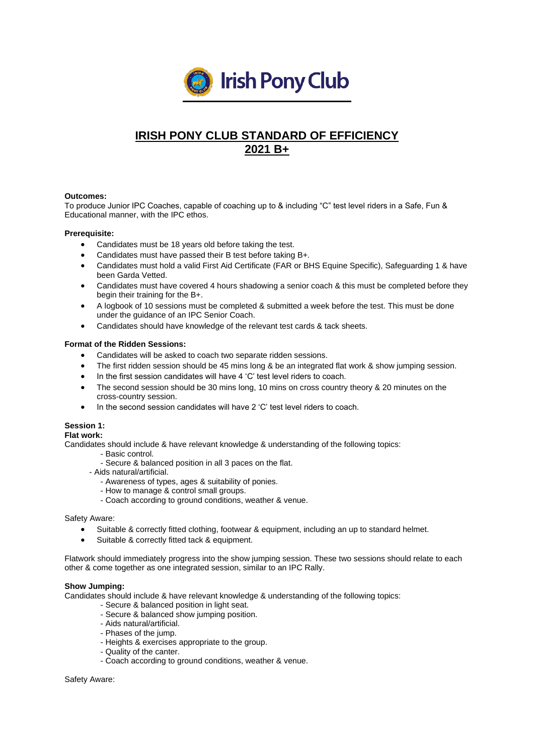Irish Pony Club

# IRISH PONY CLUB STANDARD OF EFFICIENCY 2021 B+

**Outcomes:**
To produce Junior IPC Coaches, capable of coaching up to & including "C" test level riders in a Safe, Fun & Educational manner, with the IPC ethos.

**Prerequisite:**

- Candidates must be 18 years old before taking the test.
- Candidates must have passed their B test before taking B+.
- Candidates must hold a valid First Aid Certificate (FAR or BHS Equine Specific), Safeguarding 1 & have been Garda Vetted.
- Candidates must have covered 4 hours shadowing a senior coach & this must be completed before they begin their training for the B+.
- A logbook of 10 sessions must be completed & submitted a week before the test. This must be done under the guidance of an IPC Senior Coach.
- Candidates should have knowledge of the relevant test cards & tack sheets.

**Format of the Ridden Sessions:**

- Candidates will be asked to coach two separate ridden sessions.
- The first ridden session should be 45 mins long & be an integrated flat work & show jumping session.
- In the first session candidates will have 4 'C' test level riders to coach.
- The second session should be 30 mins long, 10 mins on cross country theory & 20 minutes on the cross-country session.
- In the second session candidates will have 2 'C' test level riders to coach.

**Session 1:**
**Flat work:**
Candidates should include & have relevant knowledge & understanding of the following topics:

- Basic control.
- Secure & balanced position in all 3 paces on the flat.
- Aids natural/artificial.
- Awareness of types, ages & suitability of ponies.
- How to manage & control small groups.
- Coach according to ground conditions, weather & venue.

Safety Aware:

- Suitable & correctly fitted clothing, footwear & equipment, including an up to standard helmet.
- Suitable & correctly fitted tack & equipment.

Flatwork should immediately progress into the show jumping session. These two sessions should relate to each other & come together as one integrated session, similar to an IPC Rally.

**Show Jumping:**
Candidates should include & have relevant knowledge & understanding of the following topics:

- Secure & balanced position in light seat.
- Secure & balanced show jumping position.
- Aids natural/artificial.
- Phases of the jump.
- Heights & exercises appropriate to the group.
- Quality of the canter.
- Coach according to ground conditions, weather & venue.

Safety Aware: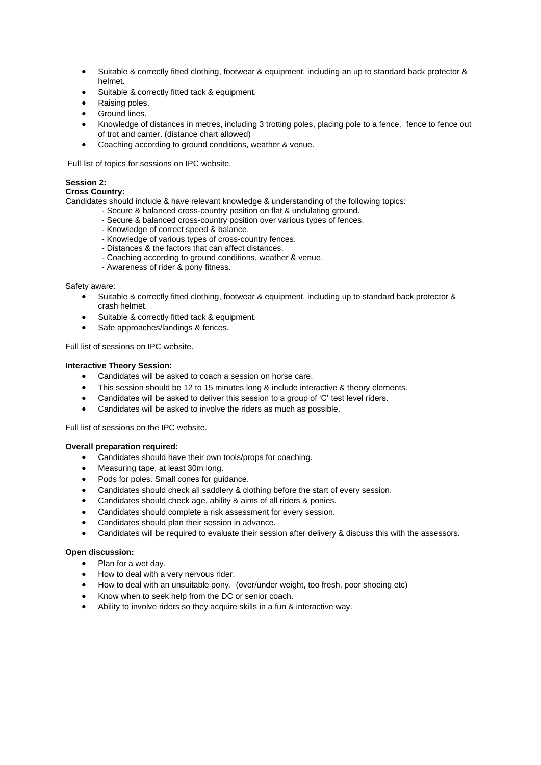- Suitable & correctly fitted clothing, footwear & equipment, including an up to standard back protector & helmet.
- Suitable & correctly fitted tack & equipment.
- Raising poles.
- Ground lines.
- Knowledge of distances in metres, including 3 trotting poles, placing pole to a fence, fence to fence out of trot and canter. (distance chart allowed)
- Coaching according to ground conditions, weather & venue.

Full list of topics for sessions on IPC website.

**Session 2:**
**Cross Country:**
Candidates should include & have relevant knowledge & understanding of the following topics:

- Secure & balanced cross-country position on flat & undulating ground.
- Secure & balanced cross-country position over various types of fences.
- Knowledge of correct speed & balance.
- Knowledge of various types of cross-country fences.
- Distances & the factors that can affect distances.
- Coaching according to ground conditions, weather & venue.
- Awareness of rider & pony fitness.

Safety aware:

- Suitable & correctly fitted clothing, footwear & equipment, including up to standard back protector & crash helmet.
- Suitable & correctly fitted tack & equipment.
- Safe approaches/landings & fences.

Full list of sessions on IPC website.

**Interactive Theory Session:**

- Candidates will be asked to coach a session on horse care.
- This session should be 12 to 15 minutes long & include interactive & theory elements.
- Candidates will be asked to deliver this session to a group of 'C' test level riders.
- Candidates will be asked to involve the riders as much as possible.

Full list of sessions on the IPC website.

**Overall preparation required:**

- Candidates should have their own tools/props for coaching.
- Measuring tape, at least 30m long.
- Pods for poles. Small cones for guidance.
- Candidates should check all saddlery & clothing before the start of every session.
- Candidates should check age, ability & aims of all riders & ponies.
- Candidates should complete a risk assessment for every session.
- Candidates should plan their session in advance.
- Candidates will be required to evaluate their session after delivery & discuss this with the assessors.

**Open discussion:**

- Plan for a wet day.
- How to deal with a very nervous rider.
- How to deal with an unsuitable pony. (over/under weight, too fresh, poor shoeing etc)
- Know when to seek help from the DC or senior coach.
- Ability to involve riders so they acquire skills in a fun & interactive way.